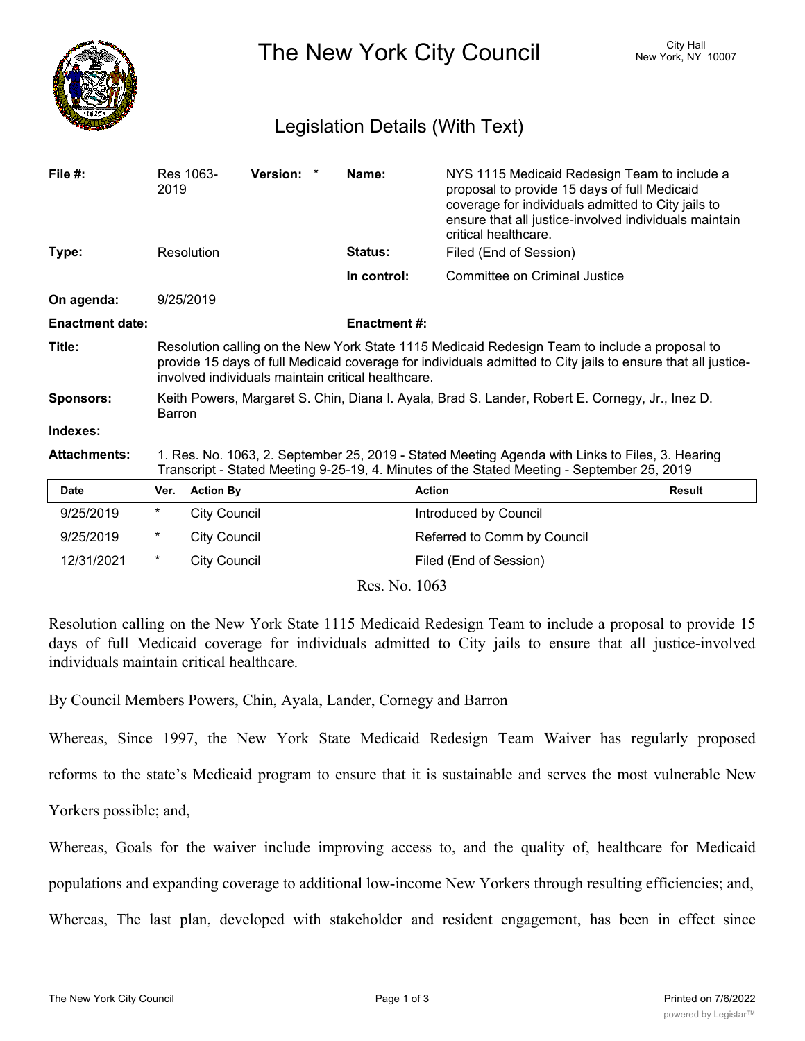# The New York City Council

City Hall
New York, NY 10007

## Legislation Details (With Text)

| | | | |
|---|---|---|---|
| **File #:** | Res 1063-2019 **Version:** * | **Name:** | NYS 1115 Medicaid Redesign Team to include a proposal to provide 15 days of full Medicaid coverage for individuals admitted to City jails to ensure that all justice-involved individuals maintain critical healthcare. |
| **Type:** | Resolution | **Status:** | Filed (End of Session) |
| | | **In control:** | Committee on Criminal Justice |
| **On agenda:** | 9/25/2019 | | |
| **Enactment date:** | | **Enactment #:** | |

**Title:** Resolution calling on the New York State 1115 Medicaid Redesign Team to include a proposal to provide 15 days of full Medicaid coverage for individuals admitted to City jails to ensure that all justice-involved individuals maintain critical healthcare.

**Sponsors:** Keith Powers, Margaret S. Chin, Diana I. Ayala, Brad S. Lander, Robert E. Cornegy, Jr., Inez D. Barron

**Indexes:**

**Attachments:** 1. Res. No. 1063, 2. September 25, 2019 - Stated Meeting Agenda with Links to Files, 3. Hearing Transcript - Stated Meeting 9-25-19, 4. Minutes of the Stated Meeting - September 25, 2019

| Date | Ver. | Action By | Action | Result |
|---|---|---|---|---|
| 9/25/2019 | * | City Council | Introduced by Council | |
| 9/25/2019 | * | City Council | Referred to Comm by Council | |
| 12/31/2021 | * | City Council | Filed (End of Session) | |

Res. No. 1063

Resolution calling on the New York State 1115 Medicaid Redesign Team to include a proposal to provide 15 days of full Medicaid coverage for individuals admitted to City jails to ensure that all justice-involved individuals maintain critical healthcare.

By Council Members Powers, Chin, Ayala, Lander, Cornegy and Barron

Whereas, Since 1997, the New York State Medicaid Redesign Team Waiver has regularly proposed reforms to the state's Medicaid program to ensure that it is sustainable and serves the most vulnerable New Yorkers possible; and,

Whereas, Goals for the waiver include improving access to, and the quality of, healthcare for Medicaid populations and expanding coverage to additional low-income New Yorkers through resulting efficiencies; and,

Whereas, The last plan, developed with stakeholder and resident engagement, has been in effect since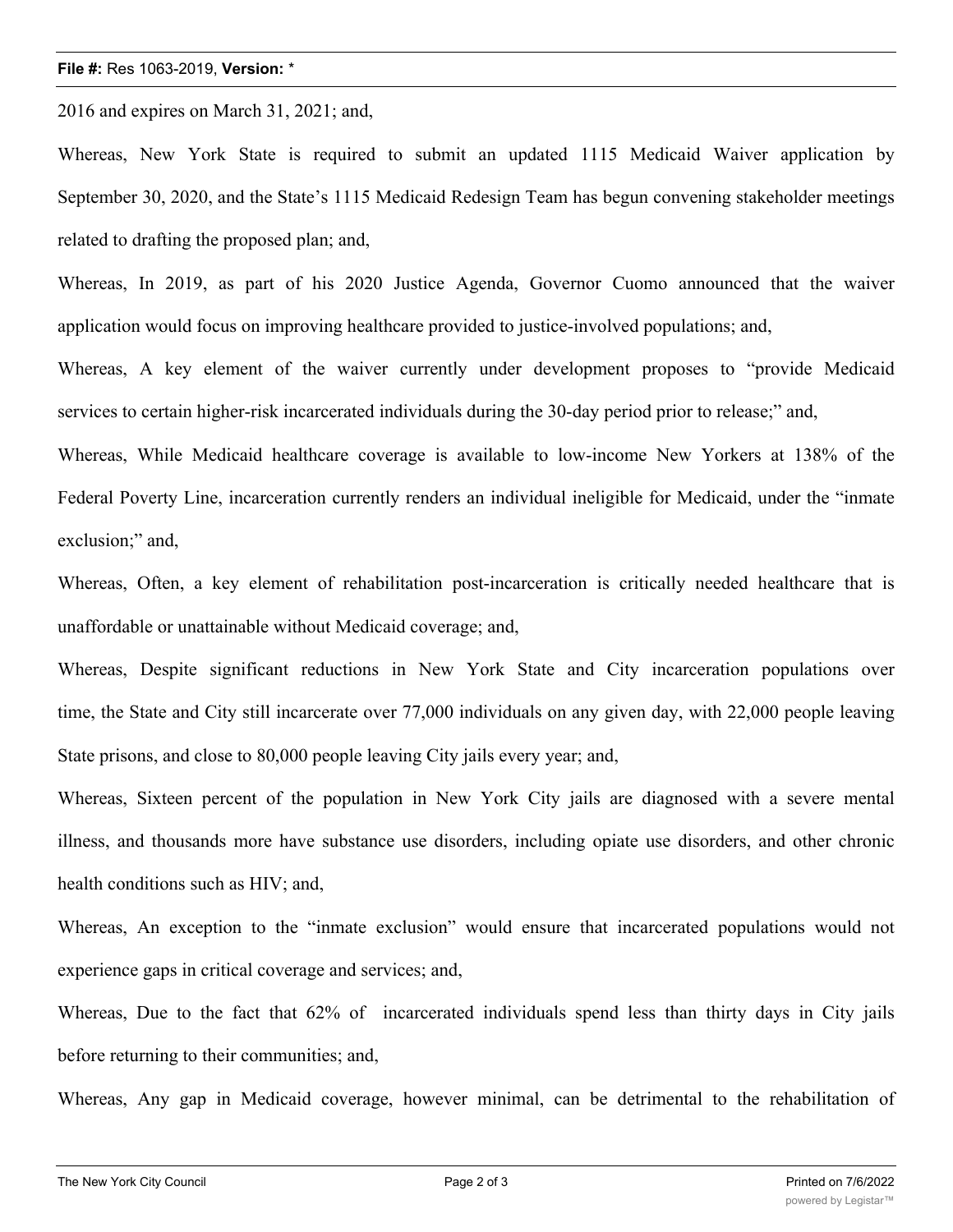2016 and expires on March 31, 2021; and,

Whereas, New York State is required to submit an updated 1115 Medicaid Waiver application by September 30, 2020, and the State's 1115 Medicaid Redesign Team has begun convening stakeholder meetings related to drafting the proposed plan; and,

Whereas, In 2019, as part of his 2020 Justice Agenda, Governor Cuomo announced that the waiver application would focus on improving healthcare provided to justice-involved populations; and,

Whereas, A key element of the waiver currently under development proposes to "provide Medicaid services to certain higher-risk incarcerated individuals during the 30-day period prior to release;" and,

Whereas, While Medicaid healthcare coverage is available to low-income New Yorkers at 138% of the Federal Poverty Line, incarceration currently renders an individual ineligible for Medicaid, under the "inmate exclusion;" and,

Whereas, Often, a key element of rehabilitation post-incarceration is critically needed healthcare that is unaffordable or unattainable without Medicaid coverage; and,

Whereas, Despite significant reductions in New York State and City incarceration populations over time, the State and City still incarcerate over 77,000 individuals on any given day, with 22,000 people leaving State prisons, and close to 80,000 people leaving City jails every year; and,

Whereas, Sixteen percent of the population in New York City jails are diagnosed with a severe mental illness, and thousands more have substance use disorders, including opiate use disorders, and other chronic health conditions such as HIV; and,

Whereas, An exception to the "inmate exclusion" would ensure that incarcerated populations would not experience gaps in critical coverage and services; and,

Whereas, Due to the fact that 62% of incarcerated individuals spend less than thirty days in City jails before returning to their communities; and,

Whereas, Any gap in Medicaid coverage, however minimal, can be detrimental to the rehabilitation of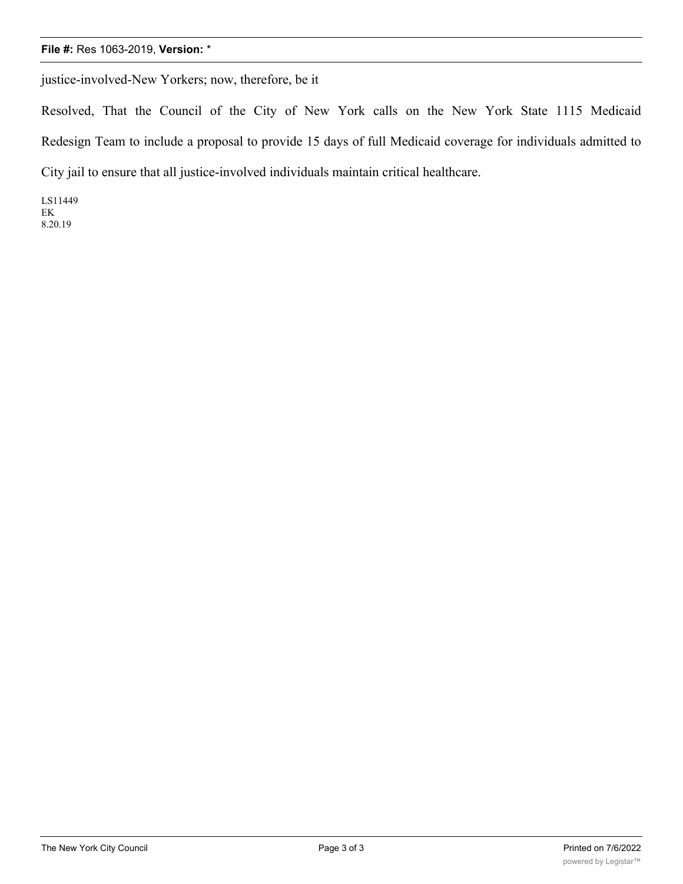justice-involved-New Yorkers; now, therefore, be it

Resolved, That the Council of the City of New York calls on the New York State 1115 Medicaid Redesign Team to include a proposal to provide 15 days of full Medicaid coverage for individuals admitted to City jail to ensure that all justice-involved individuals maintain critical healthcare.

LS11449
EK
8.20.19